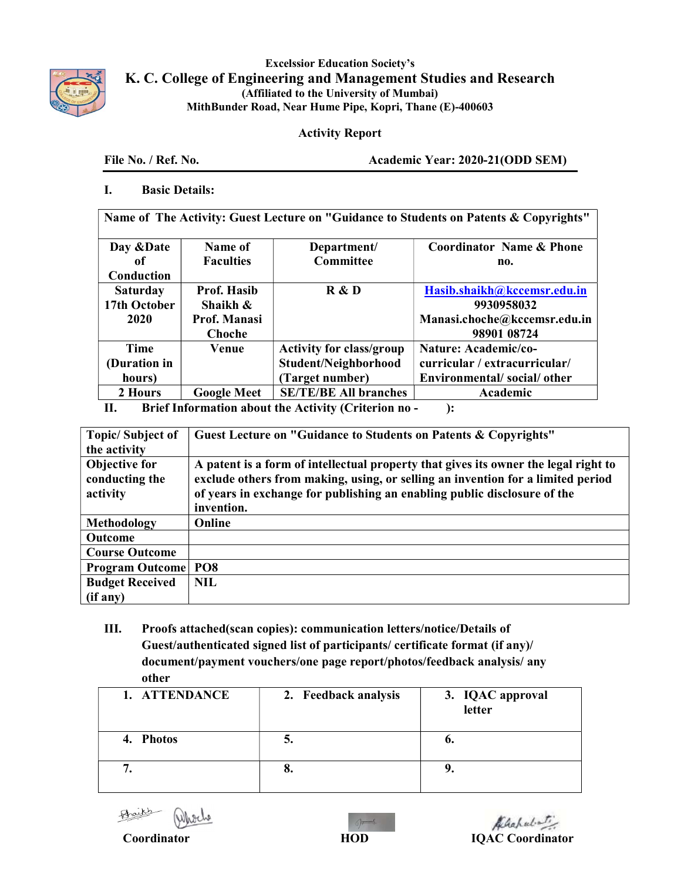Excelssior Education Society's

# K. C. College of Engineering and Management Studies and Research

(Affiliated to the University of Mumbai)

MithBunder Road, Near Hume Pipe, Kopri, Thane (E)-400603

## Activity Report

**File No. / Ref. No.** **Academic Year: 2020-21(ODD SEM)**

### I. Basic Details:

| Name of The Activity: Guest Lecture on "Guidance to Students on Patents & Copyrights" | | | |
|---|---|---|---|
| **Day &Date of Conduction** | **Name of Faculties** | **Department/ Committee** | **Coordinator Name & Phone no.** |
| Saturday 17th October 2020 | Prof. Hasib Shaikh & Prof. Manasi Choche | R & D | Hasib.shaikh@kccemsr.edu.in 9930958032 Manasi.choche@kccemsr.edu.in 98901 08724 |
| **Time (Duration in hours)** | **Venue** | **Activity for class/group Student/Neighborhood (Target number)** | **Nature: Academic/co-curricular / extracurricular/ Environmental/ social/ other** |
| 2 Hours | Google Meet | SE/TE/BE All branches | Academic |

### II. Brief Information about the Activity (Criterion no - ):

| Topic/ Subject of the activity | Guest Lecture on "Guidance to Students on Patents & Copyrights" |
|---|---|
| Objective for conducting the activity | A patent is a form of intellectual property that gives its owner the legal right to exclude others from making, using, or selling an invention for a limited period of years in exchange for publishing an enabling public disclosure of the invention. |
| Methodology | Online |
| Outcome | |
| Course Outcome | |
| Program Outcome | PO8 |
| Budget Received (if any) | NIL |

### III. Proofs attached(scan copies): communication letters/notice/Details of Guest/authenticated signed list of participants/ certificate format (if any)/ document/payment vouchers/one page report/photos/feedback analysis/ any other

| 1. ATTENDANCE | 2. Feedback analysis | 3. IQAC approval letter |
|---|---|---|
| 4. Photos | 5. | 6. |
| 7. | 8. | 9. |

**Coordinator** **HOD** **IQAC Coordinator**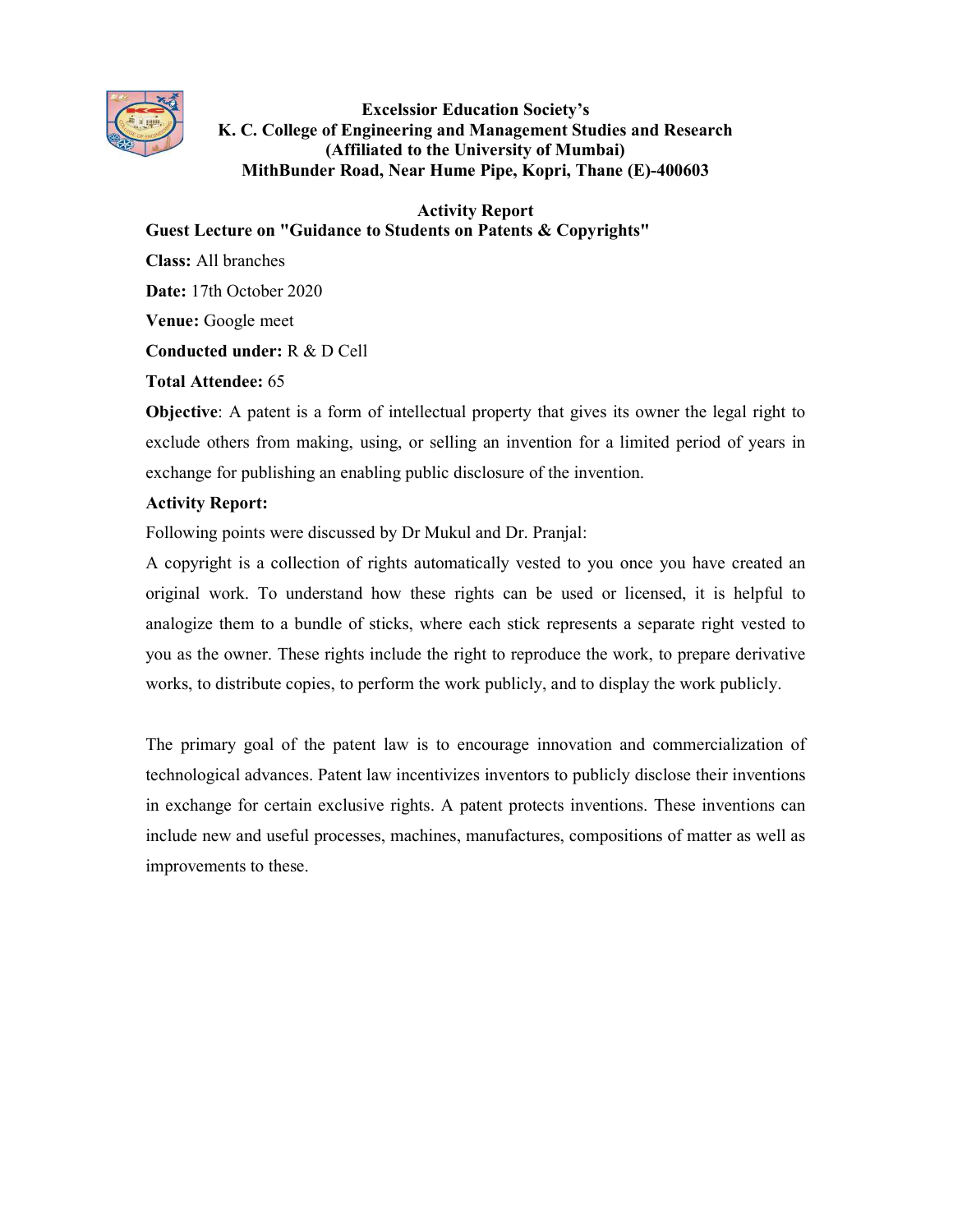**Excelssior Education Society's**
**K. C. College of Engineering and Management Studies and Research**
**(Affiliated to the University of Mumbai)**
**MithBunder Road, Near Hume Pipe, Kopri, Thane (E)-400603**

## Activity Report

### Guest Lecture on "Guidance to Students on Patents & Copyrights"

**Class:** All branches

**Date:** 17th October 2020

**Venue:** Google meet

**Conducted under:** R & D Cell

**Total Attendee:** 65

**Objective**: A patent is a form of intellectual property that gives its owner the legal right to exclude others from making, using, or selling an invention for a limited period of years in exchange for publishing an enabling public disclosure of the invention.

**Activity Report:**

Following points were discussed by Dr Mukul and Dr. Pranjal:

A copyright is a collection of rights automatically vested to you once you have created an original work. To understand how these rights can be used or licensed, it is helpful to analogize them to a bundle of sticks, where each stick represents a separate right vested to you as the owner. These rights include the right to reproduce the work, to prepare derivative works, to distribute copies, to perform the work publicly, and to display the work publicly.

The primary goal of the patent law is to encourage innovation and commercialization of technological advances. Patent law incentivizes inventors to publicly disclose their inventions in exchange for certain exclusive rights. A patent protects inventions. These inventions can include new and useful processes, machines, manufactures, compositions of matter as well as improvements to these.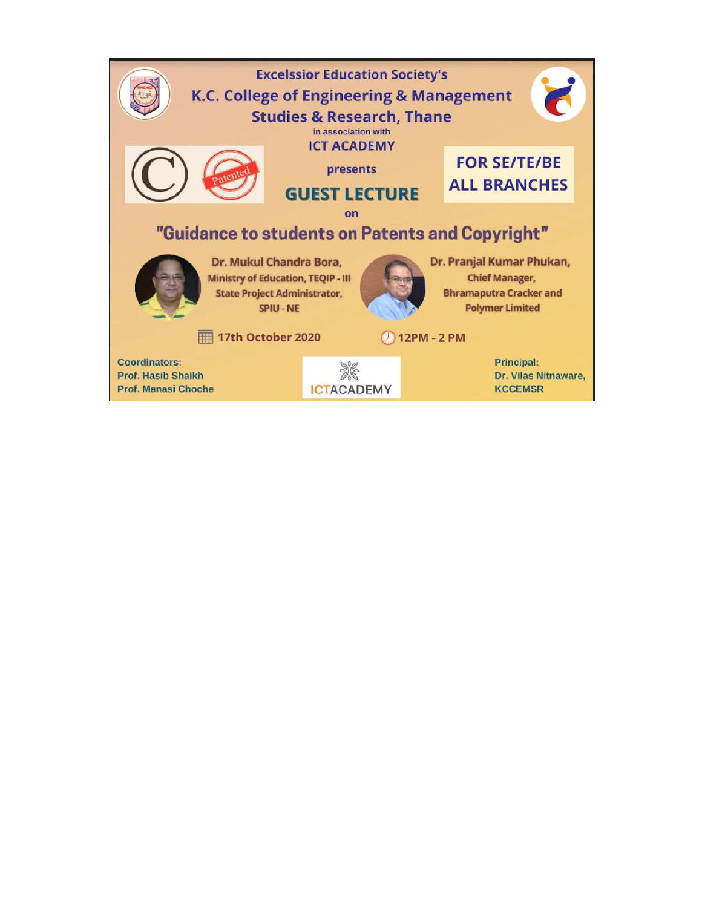**Excelssior Education Society's**

# K.C. College of Engineering & Management Studies & Research, Thane

in association with

**ICT ACADEMY**

presents

## GUEST LECTURE

on

## "Guidance to students on Patents and Copyright"

**FOR SE/TE/BE ALL BRANCHES**

**Dr. Mukul Chandra Bora,**
Ministry of Education, TEQIP - III
State Project Administrator,
SPIU - NE

**Dr. Pranjal Kumar Phukan,**
Chief Manager,
Bhramaputra Cracker and Polymer Limited

17th October 2020

12PM - 2 PM

**Coordinators:**
Prof. Hasib Shaikh
Prof. Manasi Choche

ICTACADEMY

**Principal:**
Dr. Vilas Nitnaware,
KCCEMSR